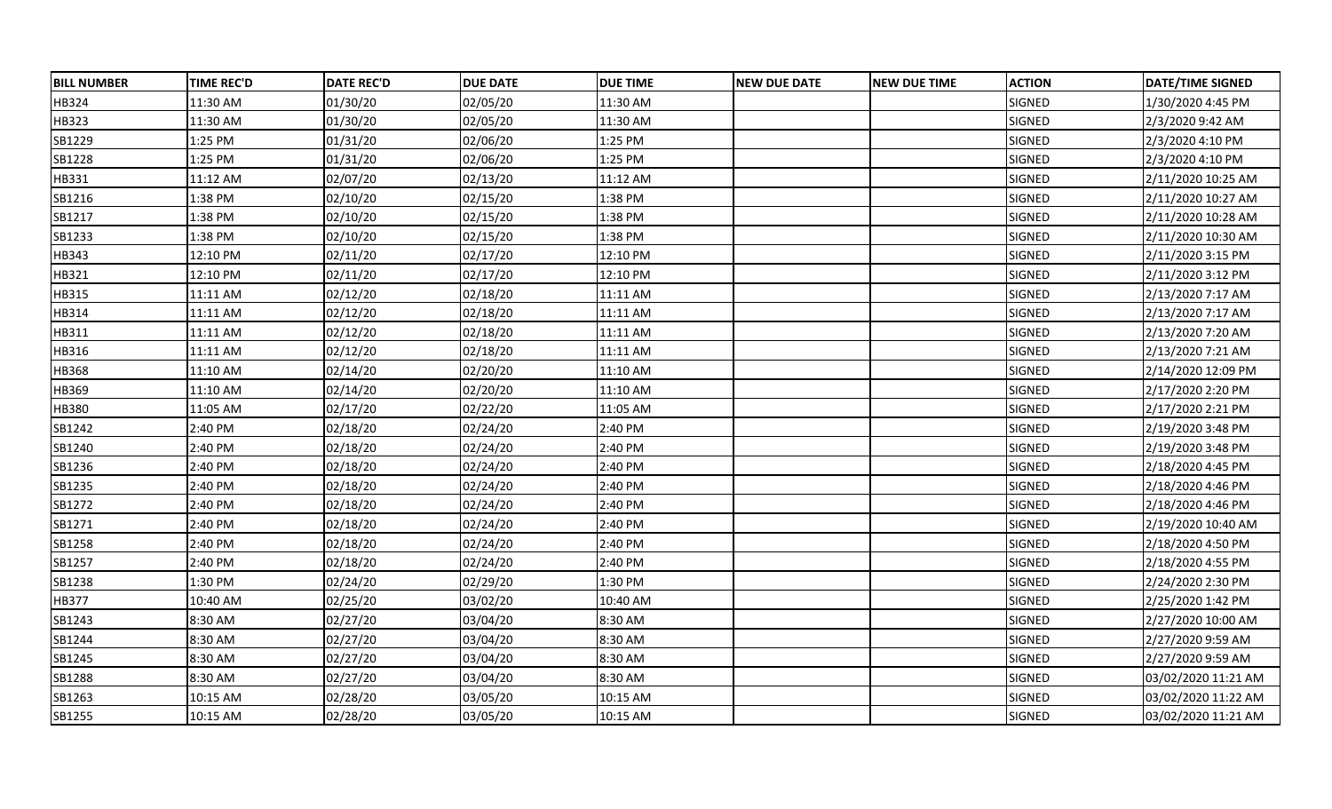| BILL NUMBER | TIME REC'D | DATE REC'D | DUE DATE | DUE TIME | NEW DUE DATE | NEW DUE TIME | ACTION | DATE/TIME SIGNED |
|---|---|---|---|---|---|---|---|---|
| HB324 | 11:30 AM | 01/30/20 | 02/05/20 | 11:30 AM | | | SIGNED | 1/30/2020 4:45 PM |
| HB323 | 11:30 AM | 01/30/20 | 02/05/20 | 11:30 AM | | | SIGNED | 2/3/2020 9:42 AM |
| SB1229 | 1:25 PM | 01/31/20 | 02/06/20 | 1:25 PM | | | SIGNED | 2/3/2020 4:10 PM |
| SB1228 | 1:25 PM | 01/31/20 | 02/06/20 | 1:25 PM | | | SIGNED | 2/3/2020 4:10 PM |
| HB331 | 11:12 AM | 02/07/20 | 02/13/20 | 11:12 AM | | | SIGNED | 2/11/2020 10:25 AM |
| SB1216 | 1:38 PM | 02/10/20 | 02/15/20 | 1:38 PM | | | SIGNED | 2/11/2020 10:27 AM |
| SB1217 | 1:38 PM | 02/10/20 | 02/15/20 | 1:38 PM | | | SIGNED | 2/11/2020 10:28 AM |
| SB1233 | 1:38 PM | 02/10/20 | 02/15/20 | 1:38 PM | | | SIGNED | 2/11/2020 10:30 AM |
| HB343 | 12:10 PM | 02/11/20 | 02/17/20 | 12:10 PM | | | SIGNED | 2/11/2020 3:15 PM |
| HB321 | 12:10 PM | 02/11/20 | 02/17/20 | 12:10 PM | | | SIGNED | 2/11/2020 3:12 PM |
| HB315 | 11:11 AM | 02/12/20 | 02/18/20 | 11:11 AM | | | SIGNED | 2/13/2020 7:17 AM |
| HB314 | 11:11 AM | 02/12/20 | 02/18/20 | 11:11 AM | | | SIGNED | 2/13/2020 7:17 AM |
| HB311 | 11:11 AM | 02/12/20 | 02/18/20 | 11:11 AM | | | SIGNED | 2/13/2020 7:20 AM |
| HB316 | 11:11 AM | 02/12/20 | 02/18/20 | 11:11 AM | | | SIGNED | 2/13/2020 7:21 AM |
| HB368 | 11:10 AM | 02/14/20 | 02/20/20 | 11:10 AM | | | SIGNED | 2/14/2020 12:09 PM |
| HB369 | 11:10 AM | 02/14/20 | 02/20/20 | 11:10 AM | | | SIGNED | 2/17/2020 2:20 PM |
| HB380 | 11:05 AM | 02/17/20 | 02/22/20 | 11:05 AM | | | SIGNED | 2/17/2020 2:21 PM |
| SB1242 | 2:40 PM | 02/18/20 | 02/24/20 | 2:40 PM | | | SIGNED | 2/19/2020 3:48 PM |
| SB1240 | 2:40 PM | 02/18/20 | 02/24/20 | 2:40 PM | | | SIGNED | 2/19/2020 3:48 PM |
| SB1236 | 2:40 PM | 02/18/20 | 02/24/20 | 2:40 PM | | | SIGNED | 2/18/2020 4:45 PM |
| SB1235 | 2:40 PM | 02/18/20 | 02/24/20 | 2:40 PM | | | SIGNED | 2/18/2020 4:46 PM |
| SB1272 | 2:40 PM | 02/18/20 | 02/24/20 | 2:40 PM | | | SIGNED | 2/18/2020 4:46 PM |
| SB1271 | 2:40 PM | 02/18/20 | 02/24/20 | 2:40 PM | | | SIGNED | 2/19/2020 10:40 AM |
| SB1258 | 2:40 PM | 02/18/20 | 02/24/20 | 2:40 PM | | | SIGNED | 2/18/2020 4:50 PM |
| SB1257 | 2:40 PM | 02/18/20 | 02/24/20 | 2:40 PM | | | SIGNED | 2/18/2020 4:55 PM |
| SB1238 | 1:30 PM | 02/24/20 | 02/29/20 | 1:30 PM | | | SIGNED | 2/24/2020 2:30 PM |
| HB377 | 10:40 AM | 02/25/20 | 03/02/20 | 10:40 AM | | | SIGNED | 2/25/2020 1:42 PM |
| SB1243 | 8:30 AM | 02/27/20 | 03/04/20 | 8:30 AM | | | SIGNED | 2/27/2020 10:00 AM |
| SB1244 | 8:30 AM | 02/27/20 | 03/04/20 | 8:30 AM | | | SIGNED | 2/27/2020 9:59 AM |
| SB1245 | 8:30 AM | 02/27/20 | 03/04/20 | 8:30 AM | | | SIGNED | 2/27/2020 9:59 AM |
| SB1288 | 8:30 AM | 02/27/20 | 03/04/20 | 8:30 AM | | | SIGNED | 03/02/2020 11:21 AM |
| SB1263 | 10:15 AM | 02/28/20 | 03/05/20 | 10:15 AM | | | SIGNED | 03/02/2020 11:22 AM |
| SB1255 | 10:15 AM | 02/28/20 | 03/05/20 | 10:15 AM | | | SIGNED | 03/02/2020 11:21 AM |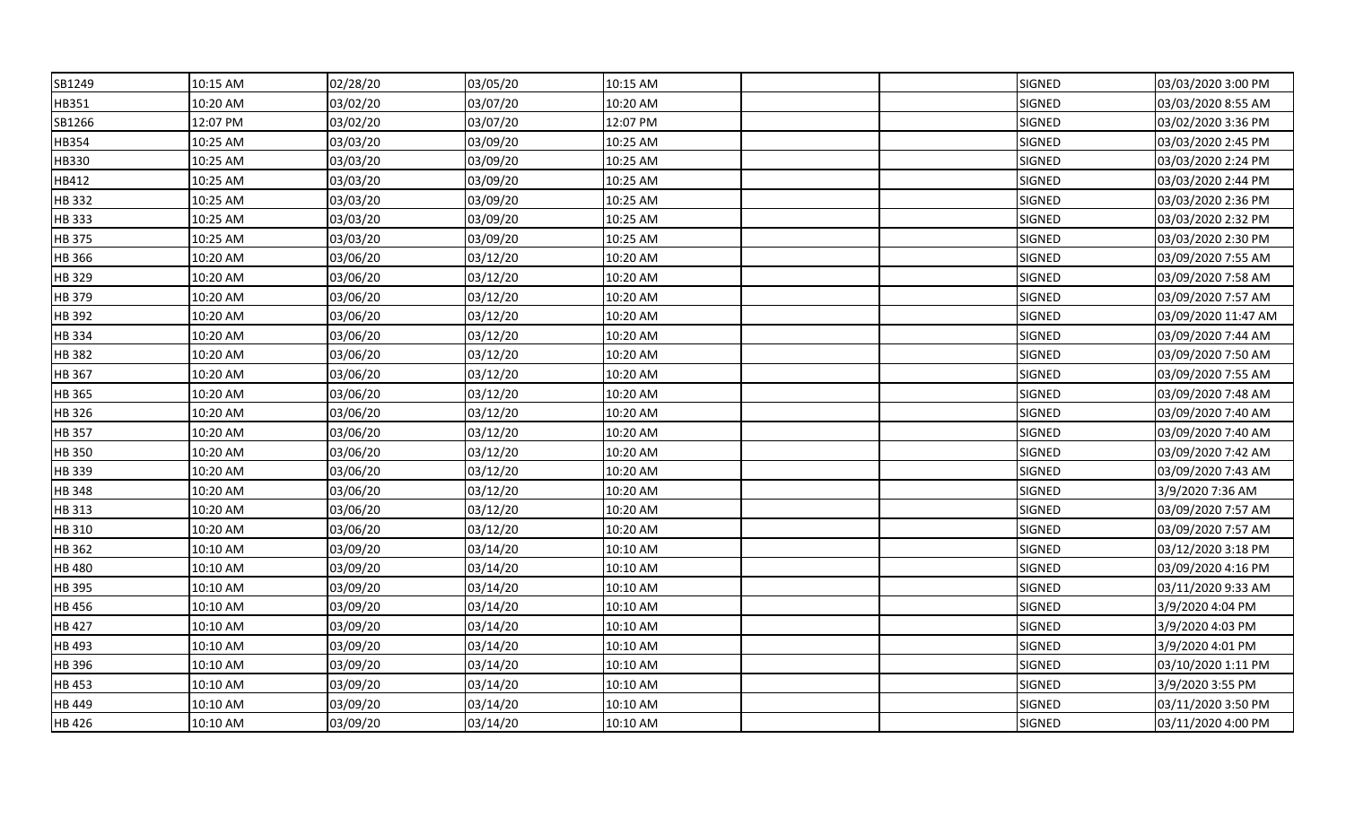| | | | | | | | | |
|---|---|---|---|---|---|---|---|---|
| SB1249 | 10:15 AM | 02/28/20 | 03/05/20 | 10:15 AM | | | SIGNED | 03/03/2020 3:00 PM |
| HB351 | 10:20 AM | 03/02/20 | 03/07/20 | 10:20 AM | | | SIGNED | 03/03/2020 8:55 AM |
| SB1266 | 12:07 PM | 03/02/20 | 03/07/20 | 12:07 PM | | | SIGNED | 03/02/2020 3:36 PM |
| HB354 | 10:25 AM | 03/03/20 | 03/09/20 | 10:25 AM | | | SIGNED | 03/03/2020 2:45 PM |
| HB330 | 10:25 AM | 03/03/20 | 03/09/20 | 10:25 AM | | | SIGNED | 03/03/2020 2:24 PM |
| HB412 | 10:25 AM | 03/03/20 | 03/09/20 | 10:25 AM | | | SIGNED | 03/03/2020 2:44 PM |
| HB 332 | 10:25 AM | 03/03/20 | 03/09/20 | 10:25 AM | | | SIGNED | 03/03/2020 2:36 PM |
| HB 333 | 10:25 AM | 03/03/20 | 03/09/20 | 10:25 AM | | | SIGNED | 03/03/2020 2:32 PM |
| HB 375 | 10:25 AM | 03/03/20 | 03/09/20 | 10:25 AM | | | SIGNED | 03/03/2020 2:30 PM |
| HB 366 | 10:20 AM | 03/06/20 | 03/12/20 | 10:20 AM | | | SIGNED | 03/09/2020 7:55 AM |
| HB 329 | 10:20 AM | 03/06/20 | 03/12/20 | 10:20 AM | | | SIGNED | 03/09/2020 7:58 AM |
| HB 379 | 10:20 AM | 03/06/20 | 03/12/20 | 10:20 AM | | | SIGNED | 03/09/2020 7:57 AM |
| HB 392 | 10:20 AM | 03/06/20 | 03/12/20 | 10:20 AM | | | SIGNED | 03/09/2020 11:47 AM |
| HB 334 | 10:20 AM | 03/06/20 | 03/12/20 | 10:20 AM | | | SIGNED | 03/09/2020 7:44 AM |
| HB 382 | 10:20 AM | 03/06/20 | 03/12/20 | 10:20 AM | | | SIGNED | 03/09/2020 7:50 AM |
| HB 367 | 10:20 AM | 03/06/20 | 03/12/20 | 10:20 AM | | | SIGNED | 03/09/2020 7:55 AM |
| HB 365 | 10:20 AM | 03/06/20 | 03/12/20 | 10:20 AM | | | SIGNED | 03/09/2020 7:48 AM |
| HB 326 | 10:20 AM | 03/06/20 | 03/12/20 | 10:20 AM | | | SIGNED | 03/09/2020 7:40 AM |
| HB 357 | 10:20 AM | 03/06/20 | 03/12/20 | 10:20 AM | | | SIGNED | 03/09/2020 7:40 AM |
| HB 350 | 10:20 AM | 03/06/20 | 03/12/20 | 10:20 AM | | | SIGNED | 03/09/2020 7:42 AM |
| HB 339 | 10:20 AM | 03/06/20 | 03/12/20 | 10:20 AM | | | SIGNED | 03/09/2020 7:43 AM |
| HB 348 | 10:20 AM | 03/06/20 | 03/12/20 | 10:20 AM | | | SIGNED | 3/9/2020 7:36 AM |
| HB 313 | 10:20 AM | 03/06/20 | 03/12/20 | 10:20 AM | | | SIGNED | 03/09/2020 7:57 AM |
| HB 310 | 10:20 AM | 03/06/20 | 03/12/20 | 10:20 AM | | | SIGNED | 03/09/2020 7:57 AM |
| HB 362 | 10:10 AM | 03/09/20 | 03/14/20 | 10:10 AM | | | SIGNED | 03/12/2020 3:18 PM |
| HB 480 | 10:10 AM | 03/09/20 | 03/14/20 | 10:10 AM | | | SIGNED | 03/09/2020 4:16 PM |
| HB 395 | 10:10 AM | 03/09/20 | 03/14/20 | 10:10 AM | | | SIGNED | 03/11/2020 9:33 AM |
| HB 456 | 10:10 AM | 03/09/20 | 03/14/20 | 10:10 AM | | | SIGNED | 3/9/2020 4:04 PM |
| HB 427 | 10:10 AM | 03/09/20 | 03/14/20 | 10:10 AM | | | SIGNED | 3/9/2020 4:03 PM |
| HB 493 | 10:10 AM | 03/09/20 | 03/14/20 | 10:10 AM | | | SIGNED | 3/9/2020 4:01 PM |
| HB 396 | 10:10 AM | 03/09/20 | 03/14/20 | 10:10 AM | | | SIGNED | 03/10/2020 1:11 PM |
| HB 453 | 10:10 AM | 03/09/20 | 03/14/20 | 10:10 AM | | | SIGNED | 3/9/2020 3:55 PM |
| HB 449 | 10:10 AM | 03/09/20 | 03/14/20 | 10:10 AM | | | SIGNED | 03/11/2020 3:50 PM |
| HB 426 | 10:10 AM | 03/09/20 | 03/14/20 | 10:10 AM | | | SIGNED | 03/11/2020 4:00 PM |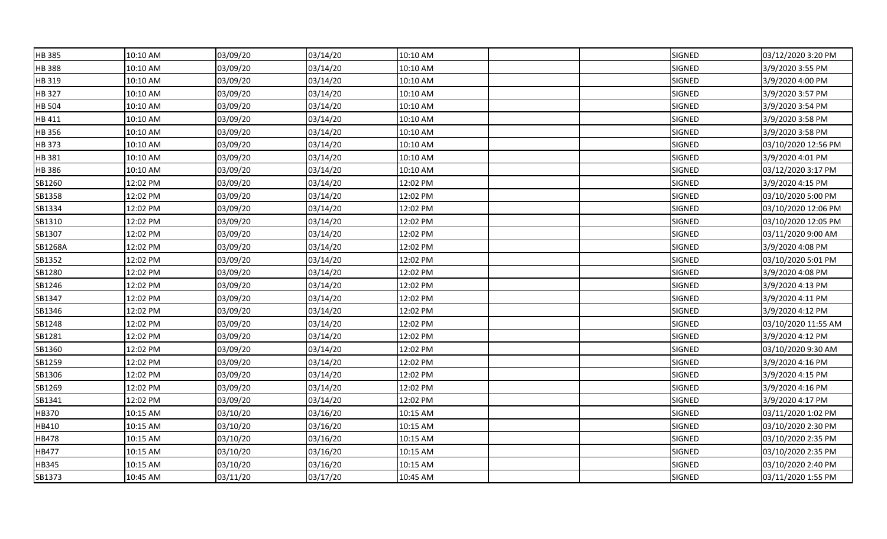| | | | | | | | | |
|---|---|---|---|---|---|---|---|---|
| HB 385 | 10:10 AM | 03/09/20 | 03/14/20 | 10:10 AM | | | SIGNED | 03/12/2020 3:20 PM |
| HB 388 | 10:10 AM | 03/09/20 | 03/14/20 | 10:10 AM | | | SIGNED | 3/9/2020 3:55 PM |
| HB 319 | 10:10 AM | 03/09/20 | 03/14/20 | 10:10 AM | | | SIGNED | 3/9/2020 4:00 PM |
| HB 327 | 10:10 AM | 03/09/20 | 03/14/20 | 10:10 AM | | | SIGNED | 3/9/2020 3:57 PM |
| HB 504 | 10:10 AM | 03/09/20 | 03/14/20 | 10:10 AM | | | SIGNED | 3/9/2020 3:54 PM |
| HB 411 | 10:10 AM | 03/09/20 | 03/14/20 | 10:10 AM | | | SIGNED | 3/9/2020 3:58 PM |
| HB 356 | 10:10 AM | 03/09/20 | 03/14/20 | 10:10 AM | | | SIGNED | 3/9/2020 3:58 PM |
| HB 373 | 10:10 AM | 03/09/20 | 03/14/20 | 10:10 AM | | | SIGNED | 03/10/2020 12:56 PM |
| HB 381 | 10:10 AM | 03/09/20 | 03/14/20 | 10:10 AM | | | SIGNED | 3/9/2020 4:01 PM |
| HB 386 | 10:10 AM | 03/09/20 | 03/14/20 | 10:10 AM | | | SIGNED | 03/12/2020 3:17 PM |
| SB1260 | 12:02 PM | 03/09/20 | 03/14/20 | 12:02 PM | | | SIGNED | 3/9/2020 4:15 PM |
| SB1358 | 12:02 PM | 03/09/20 | 03/14/20 | 12:02 PM | | | SIGNED | 03/10/2020 5:00 PM |
| SB1334 | 12:02 PM | 03/09/20 | 03/14/20 | 12:02 PM | | | SIGNED | 03/10/2020 12:06 PM |
| SB1310 | 12:02 PM | 03/09/20 | 03/14/20 | 12:02 PM | | | SIGNED | 03/10/2020 12:05 PM |
| SB1307 | 12:02 PM | 03/09/20 | 03/14/20 | 12:02 PM | | | SIGNED | 03/11/2020 9:00 AM |
| SB1268A | 12:02 PM | 03/09/20 | 03/14/20 | 12:02 PM | | | SIGNED | 3/9/2020 4:08 PM |
| SB1352 | 12:02 PM | 03/09/20 | 03/14/20 | 12:02 PM | | | SIGNED | 03/10/2020 5:01 PM |
| SB1280 | 12:02 PM | 03/09/20 | 03/14/20 | 12:02 PM | | | SIGNED | 3/9/2020 4:08 PM |
| SB1246 | 12:02 PM | 03/09/20 | 03/14/20 | 12:02 PM | | | SIGNED | 3/9/2020 4:13 PM |
| SB1347 | 12:02 PM | 03/09/20 | 03/14/20 | 12:02 PM | | | SIGNED | 3/9/2020 4:11 PM |
| SB1346 | 12:02 PM | 03/09/20 | 03/14/20 | 12:02 PM | | | SIGNED | 3/9/2020 4:12 PM |
| SB1248 | 12:02 PM | 03/09/20 | 03/14/20 | 12:02 PM | | | SIGNED | 03/10/2020 11:55 AM |
| SB1281 | 12:02 PM | 03/09/20 | 03/14/20 | 12:02 PM | | | SIGNED | 3/9/2020 4:12 PM |
| SB1360 | 12:02 PM | 03/09/20 | 03/14/20 | 12:02 PM | | | SIGNED | 03/10/2020 9:30 AM |
| SB1259 | 12:02 PM | 03/09/20 | 03/14/20 | 12:02 PM | | | SIGNED | 3/9/2020 4:16 PM |
| SB1306 | 12:02 PM | 03/09/20 | 03/14/20 | 12:02 PM | | | SIGNED | 3/9/2020 4:15 PM |
| SB1269 | 12:02 PM | 03/09/20 | 03/14/20 | 12:02 PM | | | SIGNED | 3/9/2020 4:16 PM |
| SB1341 | 12:02 PM | 03/09/20 | 03/14/20 | 12:02 PM | | | SIGNED | 3/9/2020 4:17 PM |
| HB370 | 10:15 AM | 03/10/20 | 03/16/20 | 10:15 AM | | | SIGNED | 03/11/2020 1:02 PM |
| HB410 | 10:15 AM | 03/10/20 | 03/16/20 | 10:15 AM | | | SIGNED | 03/10/2020 2:30 PM |
| HB478 | 10:15 AM | 03/10/20 | 03/16/20 | 10:15 AM | | | SIGNED | 03/10/2020 2:35 PM |
| HB477 | 10:15 AM | 03/10/20 | 03/16/20 | 10:15 AM | | | SIGNED | 03/10/2020 2:35 PM |
| HB345 | 10:15 AM | 03/10/20 | 03/16/20 | 10:15 AM | | | SIGNED | 03/10/2020 2:40 PM |
| SB1373 | 10:45 AM | 03/11/20 | 03/17/20 | 10:45 AM | | | SIGNED | 03/11/2020 1:55 PM |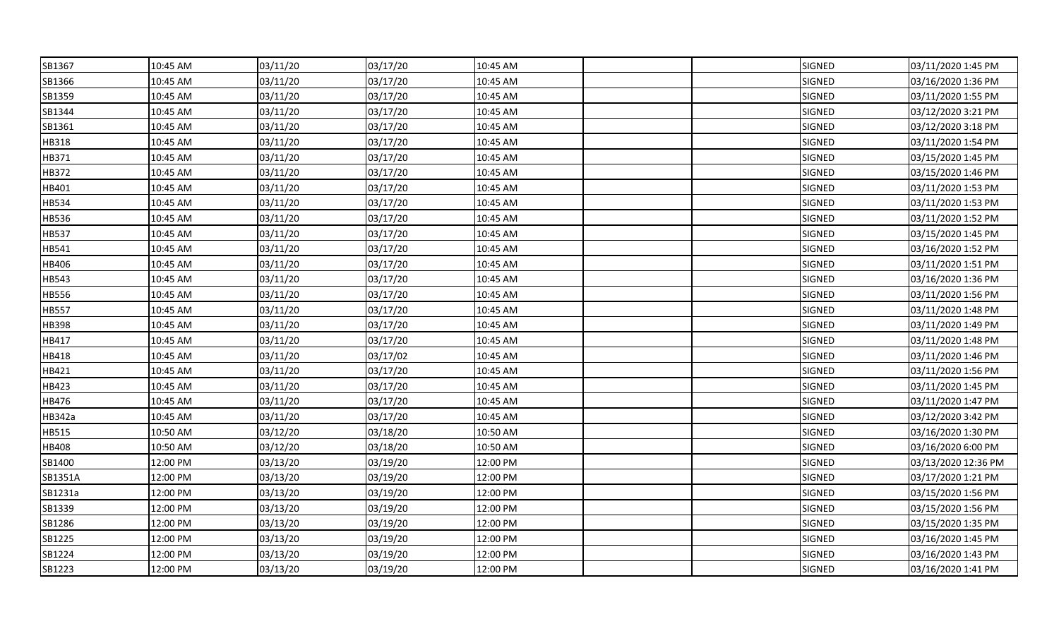| | | | | | | | | |
|---|---|---|---|---|---|---|---|---|
| SB1367 | 10:45 AM | 03/11/20 | 03/17/20 | 10:45 AM | | | SIGNED | 03/11/2020 1:45 PM |
| SB1366 | 10:45 AM | 03/11/20 | 03/17/20 | 10:45 AM | | | SIGNED | 03/16/2020 1:36 PM |
| SB1359 | 10:45 AM | 03/11/20 | 03/17/20 | 10:45 AM | | | SIGNED | 03/11/2020 1:55 PM |
| SB1344 | 10:45 AM | 03/11/20 | 03/17/20 | 10:45 AM | | | SIGNED | 03/12/2020 3:21 PM |
| SB1361 | 10:45 AM | 03/11/20 | 03/17/20 | 10:45 AM | | | SIGNED | 03/12/2020 3:18 PM |
| HB318 | 10:45 AM | 03/11/20 | 03/17/20 | 10:45 AM | | | SIGNED | 03/11/2020 1:54 PM |
| HB371 | 10:45 AM | 03/11/20 | 03/17/20 | 10:45 AM | | | SIGNED | 03/15/2020 1:45 PM |
| HB372 | 10:45 AM | 03/11/20 | 03/17/20 | 10:45 AM | | | SIGNED | 03/15/2020 1:46 PM |
| HB401 | 10:45 AM | 03/11/20 | 03/17/20 | 10:45 AM | | | SIGNED | 03/11/2020 1:53 PM |
| HB534 | 10:45 AM | 03/11/20 | 03/17/20 | 10:45 AM | | | SIGNED | 03/11/2020 1:53 PM |
| HB536 | 10:45 AM | 03/11/20 | 03/17/20 | 10:45 AM | | | SIGNED | 03/11/2020 1:52 PM |
| HB537 | 10:45 AM | 03/11/20 | 03/17/20 | 10:45 AM | | | SIGNED | 03/15/2020 1:45 PM |
| HB541 | 10:45 AM | 03/11/20 | 03/17/20 | 10:45 AM | | | SIGNED | 03/16/2020 1:52 PM |
| HB406 | 10:45 AM | 03/11/20 | 03/17/20 | 10:45 AM | | | SIGNED | 03/11/2020 1:51 PM |
| HB543 | 10:45 AM | 03/11/20 | 03/17/20 | 10:45 AM | | | SIGNED | 03/16/2020 1:36 PM |
| HB556 | 10:45 AM | 03/11/20 | 03/17/20 | 10:45 AM | | | SIGNED | 03/11/2020 1:56 PM |
| HB557 | 10:45 AM | 03/11/20 | 03/17/20 | 10:45 AM | | | SIGNED | 03/11/2020 1:48 PM |
| HB398 | 10:45 AM | 03/11/20 | 03/17/20 | 10:45 AM | | | SIGNED | 03/11/2020 1:49 PM |
| HB417 | 10:45 AM | 03/11/20 | 03/17/20 | 10:45 AM | | | SIGNED | 03/11/2020 1:48 PM |
| HB418 | 10:45 AM | 03/11/20 | 03/17/02 | 10:45 AM | | | SIGNED | 03/11/2020 1:46 PM |
| HB421 | 10:45 AM | 03/11/20 | 03/17/20 | 10:45 AM | | | SIGNED | 03/11/2020 1:56 PM |
| HB423 | 10:45 AM | 03/11/20 | 03/17/20 | 10:45 AM | | | SIGNED | 03/11/2020 1:45 PM |
| HB476 | 10:45 AM | 03/11/20 | 03/17/20 | 10:45 AM | | | SIGNED | 03/11/2020 1:47 PM |
| HB342a | 10:45 AM | 03/11/20 | 03/17/20 | 10:45 AM | | | SIGNED | 03/12/2020 3:42 PM |
| HB515 | 10:50 AM | 03/12/20 | 03/18/20 | 10:50 AM | | | SIGNED | 03/16/2020 1:30 PM |
| HB408 | 10:50 AM | 03/12/20 | 03/18/20 | 10:50 AM | | | SIGNED | 03/16/2020 6:00 PM |
| SB1400 | 12:00 PM | 03/13/20 | 03/19/20 | 12:00 PM | | | SIGNED | 03/13/2020 12:36 PM |
| SB1351A | 12:00 PM | 03/13/20 | 03/19/20 | 12:00 PM | | | SIGNED | 03/17/2020 1:21 PM |
| SB1231a | 12:00 PM | 03/13/20 | 03/19/20 | 12:00 PM | | | SIGNED | 03/15/2020 1:56 PM |
| SB1339 | 12:00 PM | 03/13/20 | 03/19/20 | 12:00 PM | | | SIGNED | 03/15/2020 1:56 PM |
| SB1286 | 12:00 PM | 03/13/20 | 03/19/20 | 12:00 PM | | | SIGNED | 03/15/2020 1:35 PM |
| SB1225 | 12:00 PM | 03/13/20 | 03/19/20 | 12:00 PM | | | SIGNED | 03/16/2020 1:45 PM |
| SB1224 | 12:00 PM | 03/13/20 | 03/19/20 | 12:00 PM | | | SIGNED | 03/16/2020 1:43 PM |
| SB1223 | 12:00 PM | 03/13/20 | 03/19/20 | 12:00 PM | | | SIGNED | 03/16/2020 1:41 PM |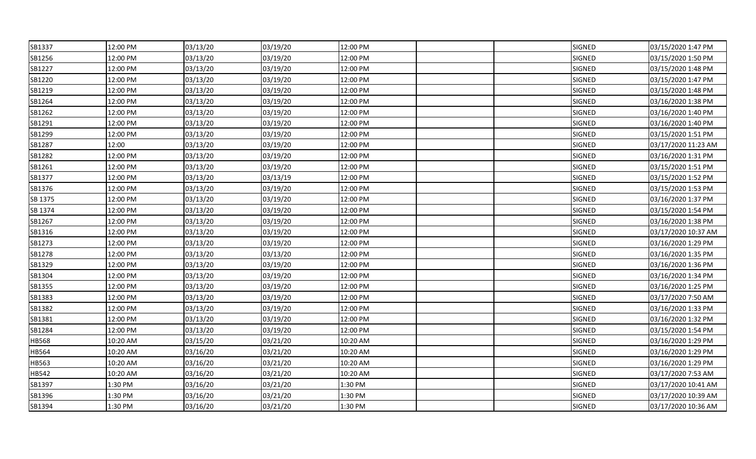| | | | | | | | | |
|---|---|---|---|---|---|---|---|---|
| SB1337 | 12:00 PM | 03/13/20 | 03/19/20 | 12:00 PM | | | SIGNED | 03/15/2020 1:47 PM |
| SB1256 | 12:00 PM | 03/13/20 | 03/19/20 | 12:00 PM | | | SIGNED | 03/15/2020 1:50 PM |
| SB1227 | 12:00 PM | 03/13/20 | 03/19/20 | 12:00 PM | | | SIGNED | 03/15/2020 1:48 PM |
| SB1220 | 12:00 PM | 03/13/20 | 03/19/20 | 12:00 PM | | | SIGNED | 03/15/2020 1:47 PM |
| SB1219 | 12:00 PM | 03/13/20 | 03/19/20 | 12:00 PM | | | SIGNED | 03/15/2020 1:48 PM |
| SB1264 | 12:00 PM | 03/13/20 | 03/19/20 | 12:00 PM | | | SIGNED | 03/16/2020 1:38 PM |
| SB1262 | 12:00 PM | 03/13/20 | 03/19/20 | 12:00 PM | | | SIGNED | 03/16/2020 1:40 PM |
| SB1291 | 12:00 PM | 03/13/20 | 03/19/20 | 12:00 PM | | | SIGNED | 03/16/2020 1:40 PM |
| SB1299 | 12:00 PM | 03/13/20 | 03/19/20 | 12:00 PM | | | SIGNED | 03/15/2020 1:51 PM |
| SB1287 | 12:00 | 03/13/20 | 03/19/20 | 12:00 PM | | | SIGNED | 03/17/2020 11:23 AM |
| SB1282 | 12:00 PM | 03/13/20 | 03/19/20 | 12:00 PM | | | SIGNED | 03/16/2020 1:31 PM |
| SB1261 | 12:00 PM | 03/13/20 | 03/19/20 | 12:00 PM | | | SIGNED | 03/15/2020 1:51 PM |
| SB1377 | 12:00 PM | 03/13/20 | 03/13/19 | 12:00 PM | | | SIGNED | 03/15/2020 1:52 PM |
| SB1376 | 12:00 PM | 03/13/20 | 03/19/20 | 12:00 PM | | | SIGNED | 03/15/2020 1:53 PM |
| SB 1375 | 12:00 PM | 03/13/20 | 03/19/20 | 12:00 PM | | | SIGNED | 03/16/2020 1:37 PM |
| SB 1374 | 12:00 PM | 03/13/20 | 03/19/20 | 12:00 PM | | | SIGNED | 03/15/2020 1:54 PM |
| SB1267 | 12:00 PM | 03/13/20 | 03/19/20 | 12:00 PM | | | SIGNED | 03/16/2020 1:38 PM |
| SB1316 | 12:00 PM | 03/13/20 | 03/19/20 | 12:00 PM | | | SIGNED | 03/17/2020 10:37 AM |
| SB1273 | 12:00 PM | 03/13/20 | 03/19/20 | 12:00 PM | | | SIGNED | 03/16/2020 1:29 PM |
| SB1278 | 12:00 PM | 03/13/20 | 03/13/20 | 12:00 PM | | | SIGNED | 03/16/2020 1:35 PM |
| SB1329 | 12:00 PM | 03/13/20 | 03/19/20 | 12:00 PM | | | SIGNED | 03/16/2020 1:36 PM |
| SB1304 | 12:00 PM | 03/13/20 | 03/19/20 | 12:00 PM | | | SIGNED | 03/16/2020 1:34 PM |
| SB1355 | 12:00 PM | 03/13/20 | 03/19/20 | 12:00 PM | | | SIGNED | 03/16/2020 1:25 PM |
| SB1383 | 12:00 PM | 03/13/20 | 03/19/20 | 12:00 PM | | | SIGNED | 03/17/2020 7:50 AM |
| SB1382 | 12:00 PM | 03/13/20 | 03/19/20 | 12:00 PM | | | SIGNED | 03/16/2020 1:33 PM |
| SB1381 | 12:00 PM | 03/13/20 | 03/19/20 | 12:00 PM | | | SIGNED | 03/16/2020 1:32 PM |
| SB1284 | 12:00 PM | 03/13/20 | 03/19/20 | 12:00 PM | | | SIGNED | 03/15/2020 1:54 PM |
| HB568 | 10:20 AM | 03/15/20 | 03/21/20 | 10:20 AM | | | SIGNED | 03/16/2020 1:29 PM |
| HB564 | 10:20 AM | 03/16/20 | 03/21/20 | 10:20 AM | | | SIGNED | 03/16/2020 1:29 PM |
| HB563 | 10:20 AM | 03/16/20 | 03/21/20 | 10:20 AM | | | SIGNED | 03/16/2020 1:29 PM |
| HB542 | 10:20 AM | 03/16/20 | 03/21/20 | 10:20 AM | | | SIGNED | 03/17/2020 7:53 AM |
| SB1397 | 1:30 PM | 03/16/20 | 03/21/20 | 1:30 PM | | | SIGNED | 03/17/2020 10:41 AM |
| SB1396 | 1:30 PM | 03/16/20 | 03/21/20 | 1:30 PM | | | SIGNED | 03/17/2020 10:39 AM |
| SB1394 | 1:30 PM | 03/16/20 | 03/21/20 | 1:30 PM | | | SIGNED | 03/17/2020 10:36 AM |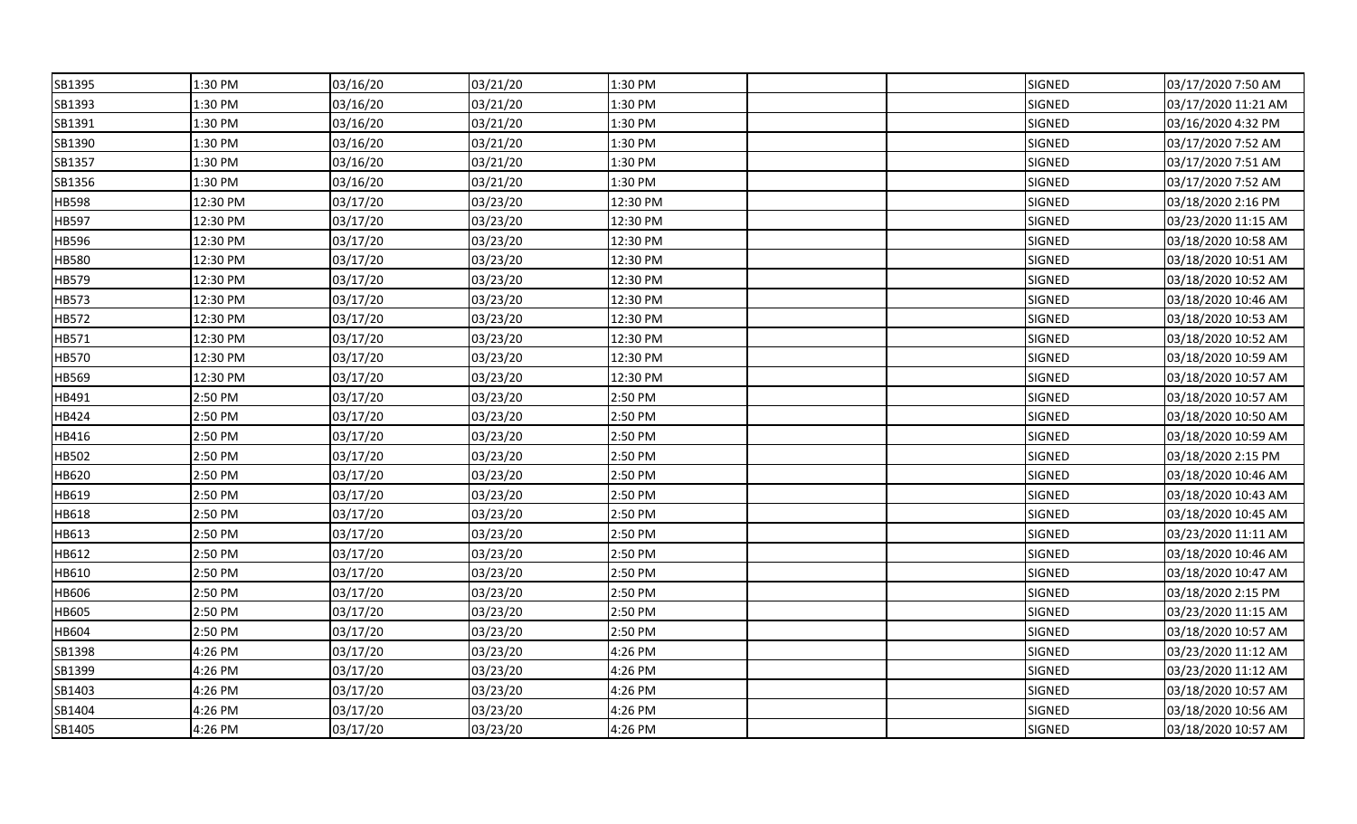| | | | | | | | | |
|---|---|---|---|---|---|---|---|---|
| SB1395 | 1:30 PM | 03/16/20 | 03/21/20 | 1:30 PM | | | SIGNED | 03/17/2020 7:50 AM |
| SB1393 | 1:30 PM | 03/16/20 | 03/21/20 | 1:30 PM | | | SIGNED | 03/17/2020 11:21 AM |
| SB1391 | 1:30 PM | 03/16/20 | 03/21/20 | 1:30 PM | | | SIGNED | 03/16/2020 4:32 PM |
| SB1390 | 1:30 PM | 03/16/20 | 03/21/20 | 1:30 PM | | | SIGNED | 03/17/2020 7:52 AM |
| SB1357 | 1:30 PM | 03/16/20 | 03/21/20 | 1:30 PM | | | SIGNED | 03/17/2020 7:51 AM |
| SB1356 | 1:30 PM | 03/16/20 | 03/21/20 | 1:30 PM | | | SIGNED | 03/17/2020 7:52 AM |
| HB598 | 12:30 PM | 03/17/20 | 03/23/20 | 12:30 PM | | | SIGNED | 03/18/2020 2:16 PM |
| HB597 | 12:30 PM | 03/17/20 | 03/23/20 | 12:30 PM | | | SIGNED | 03/23/2020 11:15 AM |
| HB596 | 12:30 PM | 03/17/20 | 03/23/20 | 12:30 PM | | | SIGNED | 03/18/2020 10:58 AM |
| HB580 | 12:30 PM | 03/17/20 | 03/23/20 | 12:30 PM | | | SIGNED | 03/18/2020 10:51 AM |
| HB579 | 12:30 PM | 03/17/20 | 03/23/20 | 12:30 PM | | | SIGNED | 03/18/2020 10:52 AM |
| HB573 | 12:30 PM | 03/17/20 | 03/23/20 | 12:30 PM | | | SIGNED | 03/18/2020 10:46 AM |
| HB572 | 12:30 PM | 03/17/20 | 03/23/20 | 12:30 PM | | | SIGNED | 03/18/2020 10:53 AM |
| HB571 | 12:30 PM | 03/17/20 | 03/23/20 | 12:30 PM | | | SIGNED | 03/18/2020 10:52 AM |
| HB570 | 12:30 PM | 03/17/20 | 03/23/20 | 12:30 PM | | | SIGNED | 03/18/2020 10:59 AM |
| HB569 | 12:30 PM | 03/17/20 | 03/23/20 | 12:30 PM | | | SIGNED | 03/18/2020 10:57 AM |
| HB491 | 2:50 PM | 03/17/20 | 03/23/20 | 2:50 PM | | | SIGNED | 03/18/2020 10:57 AM |
| HB424 | 2:50 PM | 03/17/20 | 03/23/20 | 2:50 PM | | | SIGNED | 03/18/2020 10:50 AM |
| HB416 | 2:50 PM | 03/17/20 | 03/23/20 | 2:50 PM | | | SIGNED | 03/18/2020 10:59 AM |
| HB502 | 2:50 PM | 03/17/20 | 03/23/20 | 2:50 PM | | | SIGNED | 03/18/2020 2:15 PM |
| HB620 | 2:50 PM | 03/17/20 | 03/23/20 | 2:50 PM | | | SIGNED | 03/18/2020 10:46 AM |
| HB619 | 2:50 PM | 03/17/20 | 03/23/20 | 2:50 PM | | | SIGNED | 03/18/2020 10:43 AM |
| HB618 | 2:50 PM | 03/17/20 | 03/23/20 | 2:50 PM | | | SIGNED | 03/18/2020 10:45 AM |
| HB613 | 2:50 PM | 03/17/20 | 03/23/20 | 2:50 PM | | | SIGNED | 03/23/2020 11:11 AM |
| HB612 | 2:50 PM | 03/17/20 | 03/23/20 | 2:50 PM | | | SIGNED | 03/18/2020 10:46 AM |
| HB610 | 2:50 PM | 03/17/20 | 03/23/20 | 2:50 PM | | | SIGNED | 03/18/2020 10:47 AM |
| HB606 | 2:50 PM | 03/17/20 | 03/23/20 | 2:50 PM | | | SIGNED | 03/18/2020 2:15 PM |
| HB605 | 2:50 PM | 03/17/20 | 03/23/20 | 2:50 PM | | | SIGNED | 03/23/2020 11:15 AM |
| HB604 | 2:50 PM | 03/17/20 | 03/23/20 | 2:50 PM | | | SIGNED | 03/18/2020 10:57 AM |
| SB1398 | 4:26 PM | 03/17/20 | 03/23/20 | 4:26 PM | | | SIGNED | 03/23/2020 11:12 AM |
| SB1399 | 4:26 PM | 03/17/20 | 03/23/20 | 4:26 PM | | | SIGNED | 03/23/2020 11:12 AM |
| SB1403 | 4:26 PM | 03/17/20 | 03/23/20 | 4:26 PM | | | SIGNED | 03/18/2020 10:57 AM |
| SB1404 | 4:26 PM | 03/17/20 | 03/23/20 | 4:26 PM | | | SIGNED | 03/18/2020 10:56 AM |
| SB1405 | 4:26 PM | 03/17/20 | 03/23/20 | 4:26 PM | | | SIGNED | 03/18/2020 10:57 AM |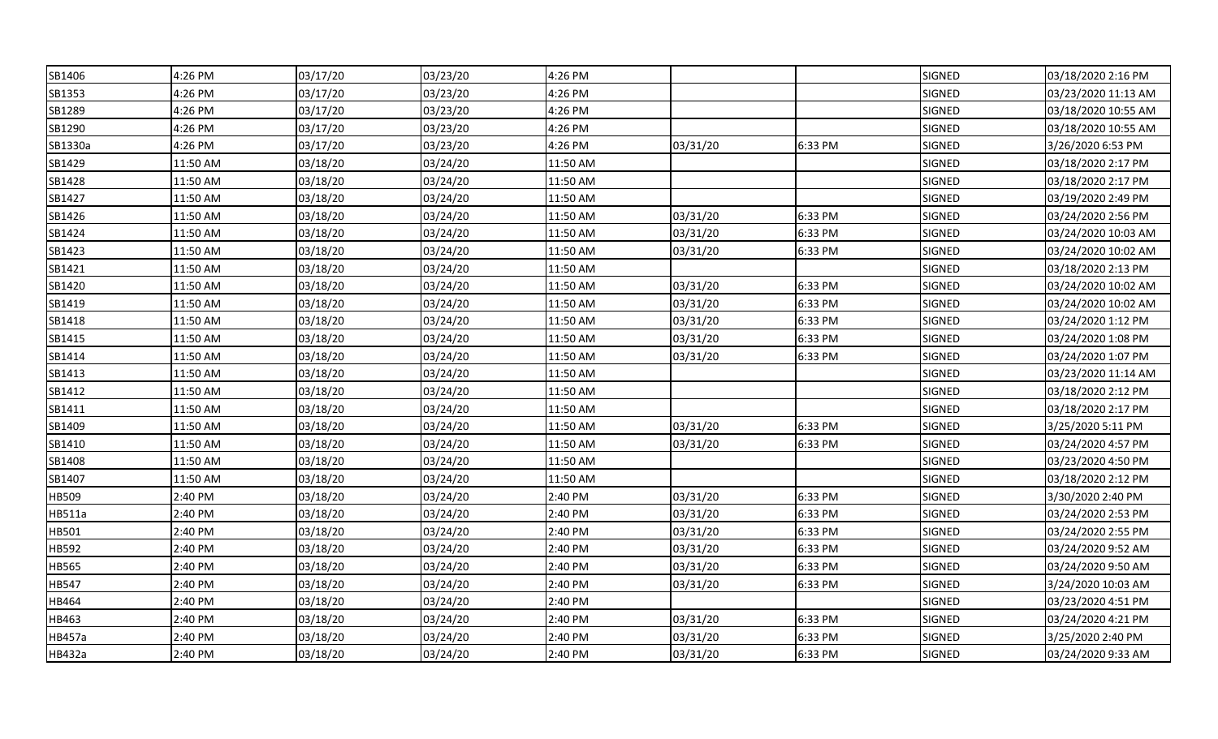| | | | | | | | | |
|---|---|---|---|---|---|---|---|---|
| SB1406 | 4:26 PM | 03/17/20 | 03/23/20 | 4:26 PM | | | SIGNED | 03/18/2020 2:16 PM |
| SB1353 | 4:26 PM | 03/17/20 | 03/23/20 | 4:26 PM | | | SIGNED | 03/23/2020 11:13 AM |
| SB1289 | 4:26 PM | 03/17/20 | 03/23/20 | 4:26 PM | | | SIGNED | 03/18/2020 10:55 AM |
| SB1290 | 4:26 PM | 03/17/20 | 03/23/20 | 4:26 PM | | | SIGNED | 03/18/2020 10:55 AM |
| SB1330a | 4:26 PM | 03/17/20 | 03/23/20 | 4:26 PM | 03/31/20 | 6:33 PM | SIGNED | 3/26/2020 6:53 PM |
| SB1429 | 11:50 AM | 03/18/20 | 03/24/20 | 11:50 AM | | | SIGNED | 03/18/2020 2:17 PM |
| SB1428 | 11:50 AM | 03/18/20 | 03/24/20 | 11:50 AM | | | SIGNED | 03/18/2020 2:17 PM |
| SB1427 | 11:50 AM | 03/18/20 | 03/24/20 | 11:50 AM | | | SIGNED | 03/19/2020 2:49 PM |
| SB1426 | 11:50 AM | 03/18/20 | 03/24/20 | 11:50 AM | 03/31/20 | 6:33 PM | SIGNED | 03/24/2020 2:56 PM |
| SB1424 | 11:50 AM | 03/18/20 | 03/24/20 | 11:50 AM | 03/31/20 | 6:33 PM | SIGNED | 03/24/2020 10:03 AM |
| SB1423 | 11:50 AM | 03/18/20 | 03/24/20 | 11:50 AM | 03/31/20 | 6:33 PM | SIGNED | 03/24/2020 10:02 AM |
| SB1421 | 11:50 AM | 03/18/20 | 03/24/20 | 11:50 AM | | | SIGNED | 03/18/2020 2:13 PM |
| SB1420 | 11:50 AM | 03/18/20 | 03/24/20 | 11:50 AM | 03/31/20 | 6:33 PM | SIGNED | 03/24/2020 10:02 AM |
| SB1419 | 11:50 AM | 03/18/20 | 03/24/20 | 11:50 AM | 03/31/20 | 6:33 PM | SIGNED | 03/24/2020 10:02 AM |
| SB1418 | 11:50 AM | 03/18/20 | 03/24/20 | 11:50 AM | 03/31/20 | 6:33 PM | SIGNED | 03/24/2020 1:12 PM |
| SB1415 | 11:50 AM | 03/18/20 | 03/24/20 | 11:50 AM | 03/31/20 | 6:33 PM | SIGNED | 03/24/2020 1:08 PM |
| SB1414 | 11:50 AM | 03/18/20 | 03/24/20 | 11:50 AM | 03/31/20 | 6:33 PM | SIGNED | 03/24/2020 1:07 PM |
| SB1413 | 11:50 AM | 03/18/20 | 03/24/20 | 11:50 AM | | | SIGNED | 03/23/2020 11:14 AM |
| SB1412 | 11:50 AM | 03/18/20 | 03/24/20 | 11:50 AM | | | SIGNED | 03/18/2020 2:12 PM |
| SB1411 | 11:50 AM | 03/18/20 | 03/24/20 | 11:50 AM | | | SIGNED | 03/18/2020 2:17 PM |
| SB1409 | 11:50 AM | 03/18/20 | 03/24/20 | 11:50 AM | 03/31/20 | 6:33 PM | SIGNED | 3/25/2020 5:11 PM |
| SB1410 | 11:50 AM | 03/18/20 | 03/24/20 | 11:50 AM | 03/31/20 | 6:33 PM | SIGNED | 03/24/2020 4:57 PM |
| SB1408 | 11:50 AM | 03/18/20 | 03/24/20 | 11:50 AM | | | SIGNED | 03/23/2020 4:50 PM |
| SB1407 | 11:50 AM | 03/18/20 | 03/24/20 | 11:50 AM | | | SIGNED | 03/18/2020 2:12 PM |
| HB509 | 2:40 PM | 03/18/20 | 03/24/20 | 2:40 PM | 03/31/20 | 6:33 PM | SIGNED | 3/30/2020 2:40 PM |
| HB511a | 2:40 PM | 03/18/20 | 03/24/20 | 2:40 PM | 03/31/20 | 6:33 PM | SIGNED | 03/24/2020 2:53 PM |
| HB501 | 2:40 PM | 03/18/20 | 03/24/20 | 2:40 PM | 03/31/20 | 6:33 PM | SIGNED | 03/24/2020 2:55 PM |
| HB592 | 2:40 PM | 03/18/20 | 03/24/20 | 2:40 PM | 03/31/20 | 6:33 PM | SIGNED | 03/24/2020 9:52 AM |
| HB565 | 2:40 PM | 03/18/20 | 03/24/20 | 2:40 PM | 03/31/20 | 6:33 PM | SIGNED | 03/24/2020 9:50 AM |
| HB547 | 2:40 PM | 03/18/20 | 03/24/20 | 2:40 PM | 03/31/20 | 6:33 PM | SIGNED | 3/24/2020 10:03 AM |
| HB464 | 2:40 PM | 03/18/20 | 03/24/20 | 2:40 PM | | | SIGNED | 03/23/2020 4:51 PM |
| HB463 | 2:40 PM | 03/18/20 | 03/24/20 | 2:40 PM | 03/31/20 | 6:33 PM | SIGNED | 03/24/2020 4:21 PM |
| HB457a | 2:40 PM | 03/18/20 | 03/24/20 | 2:40 PM | 03/31/20 | 6:33 PM | SIGNED | 3/25/2020 2:40 PM |
| HB432a | 2:40 PM | 03/18/20 | 03/24/20 | 2:40 PM | 03/31/20 | 6:33 PM | SIGNED | 03/24/2020 9:33 AM |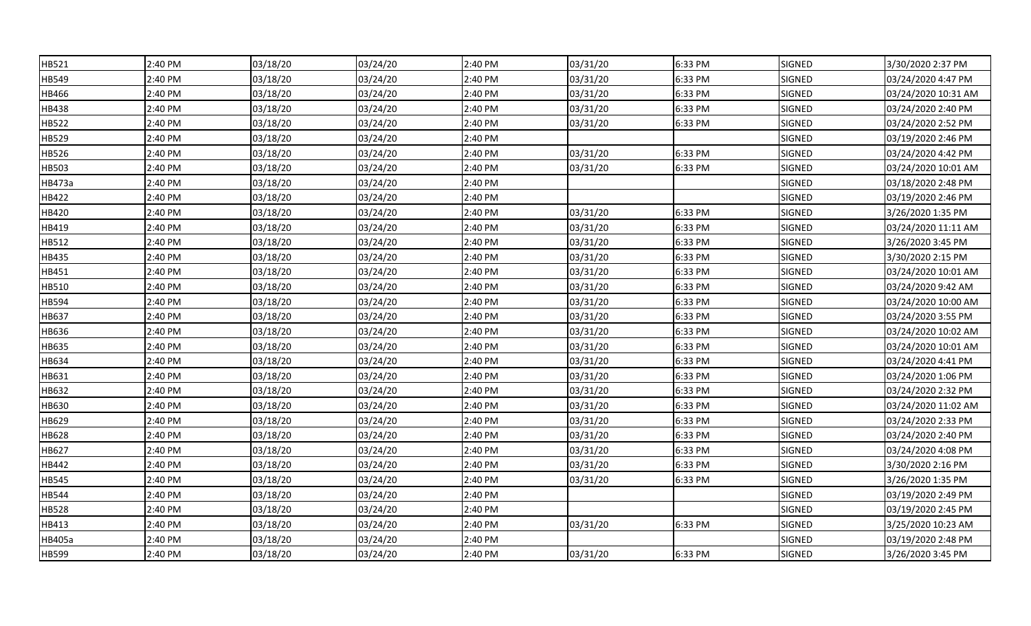| | | | | | | | | |
|---|---|---|---|---|---|---|---|---|
| HB521 | 2:40 PM | 03/18/20 | 03/24/20 | 2:40 PM | 03/31/20 | 6:33 PM | SIGNED | 3/30/2020 2:37 PM |
| HB549 | 2:40 PM | 03/18/20 | 03/24/20 | 2:40 PM | 03/31/20 | 6:33 PM | SIGNED | 03/24/2020 4:47 PM |
| HB466 | 2:40 PM | 03/18/20 | 03/24/20 | 2:40 PM | 03/31/20 | 6:33 PM | SIGNED | 03/24/2020 10:31 AM |
| HB438 | 2:40 PM | 03/18/20 | 03/24/20 | 2:40 PM | 03/31/20 | 6:33 PM | SIGNED | 03/24/2020 2:40 PM |
| HB522 | 2:40 PM | 03/18/20 | 03/24/20 | 2:40 PM | 03/31/20 | 6:33 PM | SIGNED | 03/24/2020 2:52 PM |
| HB529 | 2:40 PM | 03/18/20 | 03/24/20 | 2:40 PM | | | SIGNED | 03/19/2020 2:46 PM |
| HB526 | 2:40 PM | 03/18/20 | 03/24/20 | 2:40 PM | 03/31/20 | 6:33 PM | SIGNED | 03/24/2020 4:42 PM |
| HB503 | 2:40 PM | 03/18/20 | 03/24/20 | 2:40 PM | 03/31/20 | 6:33 PM | SIGNED | 03/24/2020 10:01 AM |
| HB473a | 2:40 PM | 03/18/20 | 03/24/20 | 2:40 PM | | | SIGNED | 03/18/2020 2:48 PM |
| HB422 | 2:40 PM | 03/18/20 | 03/24/20 | 2:40 PM | | | SIGNED | 03/19/2020 2:46 PM |
| HB420 | 2:40 PM | 03/18/20 | 03/24/20 | 2:40 PM | 03/31/20 | 6:33 PM | SIGNED | 3/26/2020 1:35 PM |
| HB419 | 2:40 PM | 03/18/20 | 03/24/20 | 2:40 PM | 03/31/20 | 6:33 PM | SIGNED | 03/24/2020 11:11 AM |
| HB512 | 2:40 PM | 03/18/20 | 03/24/20 | 2:40 PM | 03/31/20 | 6:33 PM | SIGNED | 3/26/2020 3:45 PM |
| HB435 | 2:40 PM | 03/18/20 | 03/24/20 | 2:40 PM | 03/31/20 | 6:33 PM | SIGNED | 3/30/2020 2:15 PM |
| HB451 | 2:40 PM | 03/18/20 | 03/24/20 | 2:40 PM | 03/31/20 | 6:33 PM | SIGNED | 03/24/2020 10:01 AM |
| HB510 | 2:40 PM | 03/18/20 | 03/24/20 | 2:40 PM | 03/31/20 | 6:33 PM | SIGNED | 03/24/2020 9:42 AM |
| HB594 | 2:40 PM | 03/18/20 | 03/24/20 | 2:40 PM | 03/31/20 | 6:33 PM | SIGNED | 03/24/2020 10:00 AM |
| HB637 | 2:40 PM | 03/18/20 | 03/24/20 | 2:40 PM | 03/31/20 | 6:33 PM | SIGNED | 03/24/2020 3:55 PM |
| HB636 | 2:40 PM | 03/18/20 | 03/24/20 | 2:40 PM | 03/31/20 | 6:33 PM | SIGNED | 03/24/2020 10:02 AM |
| HB635 | 2:40 PM | 03/18/20 | 03/24/20 | 2:40 PM | 03/31/20 | 6:33 PM | SIGNED | 03/24/2020 10:01 AM |
| HB634 | 2:40 PM | 03/18/20 | 03/24/20 | 2:40 PM | 03/31/20 | 6:33 PM | SIGNED | 03/24/2020 4:41 PM |
| HB631 | 2:40 PM | 03/18/20 | 03/24/20 | 2:40 PM | 03/31/20 | 6:33 PM | SIGNED | 03/24/2020 1:06 PM |
| HB632 | 2:40 PM | 03/18/20 | 03/24/20 | 2:40 PM | 03/31/20 | 6:33 PM | SIGNED | 03/24/2020 2:32 PM |
| HB630 | 2:40 PM | 03/18/20 | 03/24/20 | 2:40 PM | 03/31/20 | 6:33 PM | SIGNED | 03/24/2020 11:02 AM |
| HB629 | 2:40 PM | 03/18/20 | 03/24/20 | 2:40 PM | 03/31/20 | 6:33 PM | SIGNED | 03/24/2020 2:33 PM |
| HB628 | 2:40 PM | 03/18/20 | 03/24/20 | 2:40 PM | 03/31/20 | 6:33 PM | SIGNED | 03/24/2020 2:40 PM |
| HB627 | 2:40 PM | 03/18/20 | 03/24/20 | 2:40 PM | 03/31/20 | 6:33 PM | SIGNED | 03/24/2020 4:08 PM |
| HB442 | 2:40 PM | 03/18/20 | 03/24/20 | 2:40 PM | 03/31/20 | 6:33 PM | SIGNED | 3/30/2020 2:16 PM |
| HB545 | 2:40 PM | 03/18/20 | 03/24/20 | 2:40 PM | 03/31/20 | 6:33 PM | SIGNED | 3/26/2020 1:35 PM |
| HB544 | 2:40 PM | 03/18/20 | 03/24/20 | 2:40 PM | | | SIGNED | 03/19/2020 2:49 PM |
| HB528 | 2:40 PM | 03/18/20 | 03/24/20 | 2:40 PM | | | SIGNED | 03/19/2020 2:45 PM |
| HB413 | 2:40 PM | 03/18/20 | 03/24/20 | 2:40 PM | 03/31/20 | 6:33 PM | SIGNED | 3/25/2020 10:23 AM |
| HB405a | 2:40 PM | 03/18/20 | 03/24/20 | 2:40 PM | | | SIGNED | 03/19/2020 2:48 PM |
| HB599 | 2:40 PM | 03/18/20 | 03/24/20 | 2:40 PM | 03/31/20 | 6:33 PM | SIGNED | 3/26/2020 3:45 PM |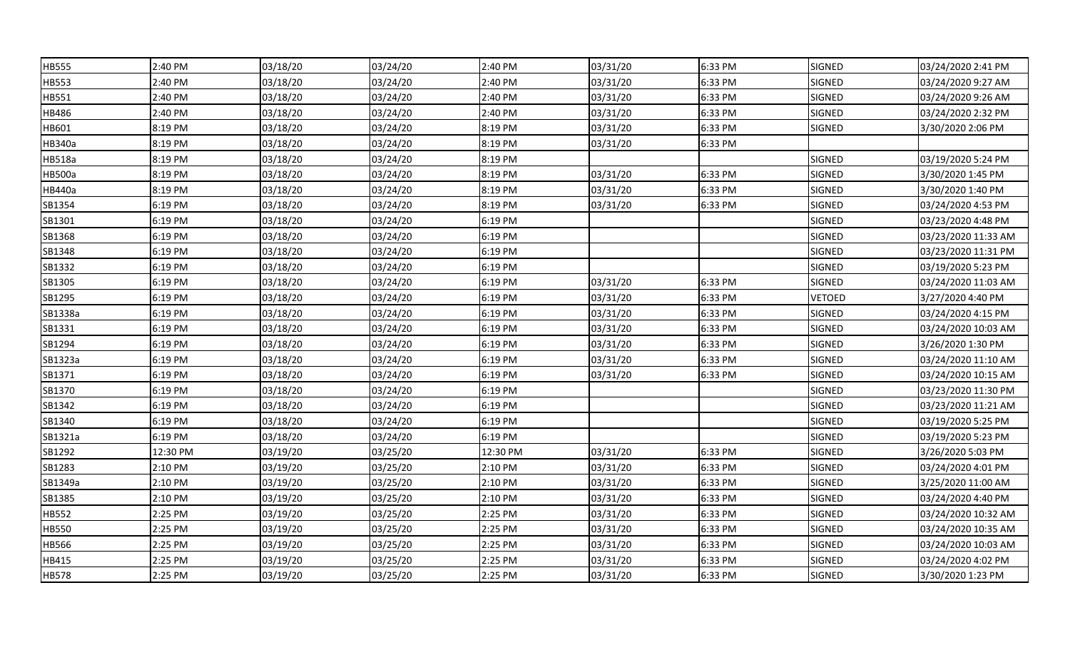| | | | | | | | | |
|---|---|---|---|---|---|---|---|---|
| HB555 | 2:40 PM | 03/18/20 | 03/24/20 | 2:40 PM | 03/31/20 | 6:33 PM | SIGNED | 03/24/2020 2:41 PM |
| HB553 | 2:40 PM | 03/18/20 | 03/24/20 | 2:40 PM | 03/31/20 | 6:33 PM | SIGNED | 03/24/2020 9:27 AM |
| HB551 | 2:40 PM | 03/18/20 | 03/24/20 | 2:40 PM | 03/31/20 | 6:33 PM | SIGNED | 03/24/2020 9:26 AM |
| HB486 | 2:40 PM | 03/18/20 | 03/24/20 | 2:40 PM | 03/31/20 | 6:33 PM | SIGNED | 03/24/2020 2:32 PM |
| HB601 | 8:19 PM | 03/18/20 | 03/24/20 | 8:19 PM | 03/31/20 | 6:33 PM | SIGNED | 3/30/2020 2:06 PM |
| HB340a | 8:19 PM | 03/18/20 | 03/24/20 | 8:19 PM | 03/31/20 | 6:33 PM | | |
| HB518a | 8:19 PM | 03/18/20 | 03/24/20 | 8:19 PM | | | SIGNED | 03/19/2020 5:24 PM |
| HB500a | 8:19 PM | 03/18/20 | 03/24/20 | 8:19 PM | 03/31/20 | 6:33 PM | SIGNED | 3/30/2020 1:45 PM |
| HB440a | 8:19 PM | 03/18/20 | 03/24/20 | 8:19 PM | 03/31/20 | 6:33 PM | SIGNED | 3/30/2020 1:40 PM |
| SB1354 | 6:19 PM | 03/18/20 | 03/24/20 | 8:19 PM | 03/31/20 | 6:33 PM | SIGNED | 03/24/2020 4:53 PM |
| SB1301 | 6:19 PM | 03/18/20 | 03/24/20 | 6:19 PM | | | SIGNED | 03/23/2020 4:48 PM |
| SB1368 | 6:19 PM | 03/18/20 | 03/24/20 | 6:19 PM | | | SIGNED | 03/23/2020 11:33 AM |
| SB1348 | 6:19 PM | 03/18/20 | 03/24/20 | 6:19 PM | | | SIGNED | 03/23/2020 11:31 PM |
| SB1332 | 6:19 PM | 03/18/20 | 03/24/20 | 6:19 PM | | | SIGNED | 03/19/2020 5:23 PM |
| SB1305 | 6:19 PM | 03/18/20 | 03/24/20 | 6:19 PM | 03/31/20 | 6:33 PM | SIGNED | 03/24/2020 11:03 AM |
| SB1295 | 6:19 PM | 03/18/20 | 03/24/20 | 6:19 PM | 03/31/20 | 6:33 PM | VETOED | 3/27/2020 4:40 PM |
| SB1338a | 6:19 PM | 03/18/20 | 03/24/20 | 6:19 PM | 03/31/20 | 6:33 PM | SIGNED | 03/24/2020 4:15 PM |
| SB1331 | 6:19 PM | 03/18/20 | 03/24/20 | 6:19 PM | 03/31/20 | 6:33 PM | SIGNED | 03/24/2020 10:03 AM |
| SB1294 | 6:19 PM | 03/18/20 | 03/24/20 | 6:19 PM | 03/31/20 | 6:33 PM | SIGNED | 3/26/2020 1:30 PM |
| SB1323a | 6:19 PM | 03/18/20 | 03/24/20 | 6:19 PM | 03/31/20 | 6:33 PM | SIGNED | 03/24/2020 11:10 AM |
| SB1371 | 6:19 PM | 03/18/20 | 03/24/20 | 6:19 PM | 03/31/20 | 6:33 PM | SIGNED | 03/24/2020 10:15 AM |
| SB1370 | 6:19 PM | 03/18/20 | 03/24/20 | 6:19 PM | | | SIGNED | 03/23/2020 11:30 PM |
| SB1342 | 6:19 PM | 03/18/20 | 03/24/20 | 6:19 PM | | | SIGNED | 03/23/2020 11:21 AM |
| SB1340 | 6:19 PM | 03/18/20 | 03/24/20 | 6:19 PM | | | SIGNED | 03/19/2020 5:25 PM |
| SB1321a | 6:19 PM | 03/18/20 | 03/24/20 | 6:19 PM | | | SIGNED | 03/19/2020 5:23 PM |
| SB1292 | 12:30 PM | 03/19/20 | 03/25/20 | 12:30 PM | 03/31/20 | 6:33 PM | SIGNED | 3/26/2020 5:03 PM |
| SB1283 | 2:10 PM | 03/19/20 | 03/25/20 | 2:10 PM | 03/31/20 | 6:33 PM | SIGNED | 03/24/2020 4:01 PM |
| SB1349a | 2:10 PM | 03/19/20 | 03/25/20 | 2:10 PM | 03/31/20 | 6:33 PM | SIGNED | 3/25/2020 11:00 AM |
| SB1385 | 2:10 PM | 03/19/20 | 03/25/20 | 2:10 PM | 03/31/20 | 6:33 PM | SIGNED | 03/24/2020 4:40 PM |
| HB552 | 2:25 PM | 03/19/20 | 03/25/20 | 2:25 PM | 03/31/20 | 6:33 PM | SIGNED | 03/24/2020 10:32 AM |
| HB550 | 2:25 PM | 03/19/20 | 03/25/20 | 2:25 PM | 03/31/20 | 6:33 PM | SIGNED | 03/24/2020 10:35 AM |
| HB566 | 2:25 PM | 03/19/20 | 03/25/20 | 2:25 PM | 03/31/20 | 6:33 PM | SIGNED | 03/24/2020 10:03 AM |
| HB415 | 2:25 PM | 03/19/20 | 03/25/20 | 2:25 PM | 03/31/20 | 6:33 PM | SIGNED | 03/24/2020 4:02 PM |
| HB578 | 2:25 PM | 03/19/20 | 03/25/20 | 2:25 PM | 03/31/20 | 6:33 PM | SIGNED | 3/30/2020 1:23 PM |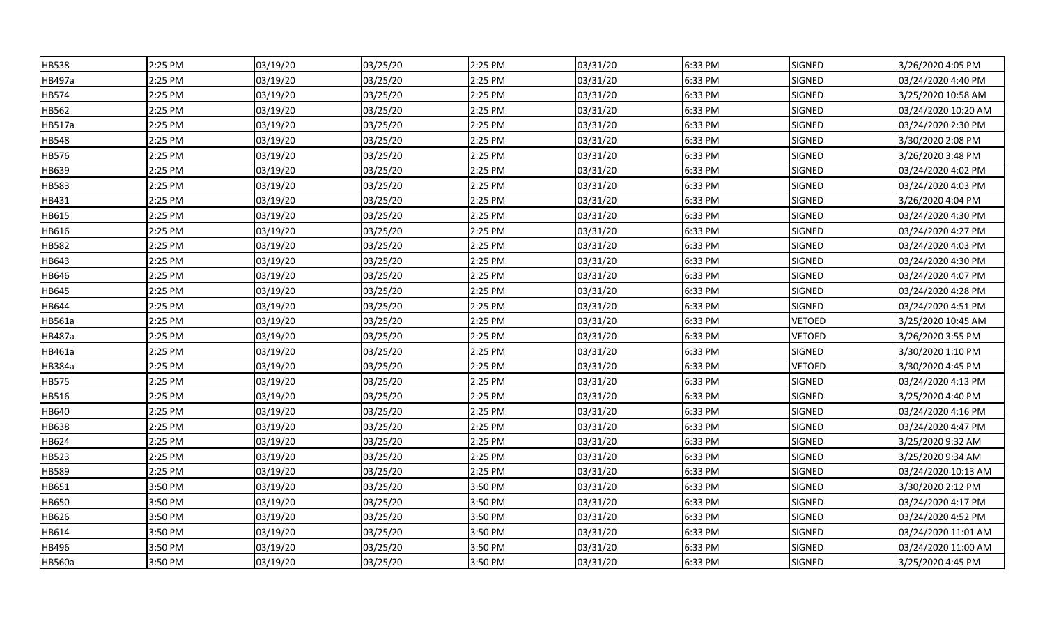| HB538 | 2:25 PM | 03/19/20 | 03/25/20 | 2:25 PM | 03/31/20 | 6:33 PM | SIGNED | 3/26/2020 4:05 PM |
|---|---|---|---|---|---|---|---|---|
| HB497a | 2:25 PM | 03/19/20 | 03/25/20 | 2:25 PM | 03/31/20 | 6:33 PM | SIGNED | 03/24/2020 4:40 PM |
| HB574 | 2:25 PM | 03/19/20 | 03/25/20 | 2:25 PM | 03/31/20 | 6:33 PM | SIGNED | 3/25/2020 10:58 AM |
| HB562 | 2:25 PM | 03/19/20 | 03/25/20 | 2:25 PM | 03/31/20 | 6:33 PM | SIGNED | 03/24/2020 10:20 AM |
| HB517a | 2:25 PM | 03/19/20 | 03/25/20 | 2:25 PM | 03/31/20 | 6:33 PM | SIGNED | 03/24/2020 2:30 PM |
| HB548 | 2:25 PM | 03/19/20 | 03/25/20 | 2:25 PM | 03/31/20 | 6:33 PM | SIGNED | 3/30/2020 2:08 PM |
| HB576 | 2:25 PM | 03/19/20 | 03/25/20 | 2:25 PM | 03/31/20 | 6:33 PM | SIGNED | 3/26/2020 3:48 PM |
| HB639 | 2:25 PM | 03/19/20 | 03/25/20 | 2:25 PM | 03/31/20 | 6:33 PM | SIGNED | 03/24/2020 4:02 PM |
| HB583 | 2:25 PM | 03/19/20 | 03/25/20 | 2:25 PM | 03/31/20 | 6:33 PM | SIGNED | 03/24/2020 4:03 PM |
| HB431 | 2:25 PM | 03/19/20 | 03/25/20 | 2:25 PM | 03/31/20 | 6:33 PM | SIGNED | 3/26/2020 4:04 PM |
| HB615 | 2:25 PM | 03/19/20 | 03/25/20 | 2:25 PM | 03/31/20 | 6:33 PM | SIGNED | 03/24/2020 4:30 PM |
| HB616 | 2:25 PM | 03/19/20 | 03/25/20 | 2:25 PM | 03/31/20 | 6:33 PM | SIGNED | 03/24/2020 4:27 PM |
| HB582 | 2:25 PM | 03/19/20 | 03/25/20 | 2:25 PM | 03/31/20 | 6:33 PM | SIGNED | 03/24/2020 4:03 PM |
| HB643 | 2:25 PM | 03/19/20 | 03/25/20 | 2:25 PM | 03/31/20 | 6:33 PM | SIGNED | 03/24/2020 4:30 PM |
| HB646 | 2:25 PM | 03/19/20 | 03/25/20 | 2:25 PM | 03/31/20 | 6:33 PM | SIGNED | 03/24/2020 4:07 PM |
| HB645 | 2:25 PM | 03/19/20 | 03/25/20 | 2:25 PM | 03/31/20 | 6:33 PM | SIGNED | 03/24/2020 4:28 PM |
| HB644 | 2:25 PM | 03/19/20 | 03/25/20 | 2:25 PM | 03/31/20 | 6:33 PM | SIGNED | 03/24/2020 4:51 PM |
| HB561a | 2:25 PM | 03/19/20 | 03/25/20 | 2:25 PM | 03/31/20 | 6:33 PM | VETOED | 3/25/2020 10:45 AM |
| HB487a | 2:25 PM | 03/19/20 | 03/25/20 | 2:25 PM | 03/31/20 | 6:33 PM | VETOED | 3/26/2020 3:55 PM |
| HB461a | 2:25 PM | 03/19/20 | 03/25/20 | 2:25 PM | 03/31/20 | 6:33 PM | SIGNED | 3/30/2020 1:10 PM |
| HB384a | 2:25 PM | 03/19/20 | 03/25/20 | 2:25 PM | 03/31/20 | 6:33 PM | VETOED | 3/30/2020 4:45 PM |
| HB575 | 2:25 PM | 03/19/20 | 03/25/20 | 2:25 PM | 03/31/20 | 6:33 PM | SIGNED | 03/24/2020 4:13 PM |
| HB516 | 2:25 PM | 03/19/20 | 03/25/20 | 2:25 PM | 03/31/20 | 6:33 PM | SIGNED | 3/25/2020 4:40 PM |
| HB640 | 2:25 PM | 03/19/20 | 03/25/20 | 2:25 PM | 03/31/20 | 6:33 PM | SIGNED | 03/24/2020 4:16 PM |
| HB638 | 2:25 PM | 03/19/20 | 03/25/20 | 2:25 PM | 03/31/20 | 6:33 PM | SIGNED | 03/24/2020 4:47 PM |
| HB624 | 2:25 PM | 03/19/20 | 03/25/20 | 2:25 PM | 03/31/20 | 6:33 PM | SIGNED | 3/25/2020 9:32 AM |
| HB523 | 2:25 PM | 03/19/20 | 03/25/20 | 2:25 PM | 03/31/20 | 6:33 PM | SIGNED | 3/25/2020 9:34 AM |
| HB589 | 2:25 PM | 03/19/20 | 03/25/20 | 2:25 PM | 03/31/20 | 6:33 PM | SIGNED | 03/24/2020 10:13 AM |
| HB651 | 3:50 PM | 03/19/20 | 03/25/20 | 3:50 PM | 03/31/20 | 6:33 PM | SIGNED | 3/30/2020 2:12 PM |
| HB650 | 3:50 PM | 03/19/20 | 03/25/20 | 3:50 PM | 03/31/20 | 6:33 PM | SIGNED | 03/24/2020 4:17 PM |
| HB626 | 3:50 PM | 03/19/20 | 03/25/20 | 3:50 PM | 03/31/20 | 6:33 PM | SIGNED | 03/24/2020 4:52 PM |
| HB614 | 3:50 PM | 03/19/20 | 03/25/20 | 3:50 PM | 03/31/20 | 6:33 PM | SIGNED | 03/24/2020 11:01 AM |
| HB496 | 3:50 PM | 03/19/20 | 03/25/20 | 3:50 PM | 03/31/20 | 6:33 PM | SIGNED | 03/24/2020 11:00 AM |
| HB560a | 3:50 PM | 03/19/20 | 03/25/20 | 3:50 PM | 03/31/20 | 6:33 PM | SIGNED | 3/25/2020 4:45 PM |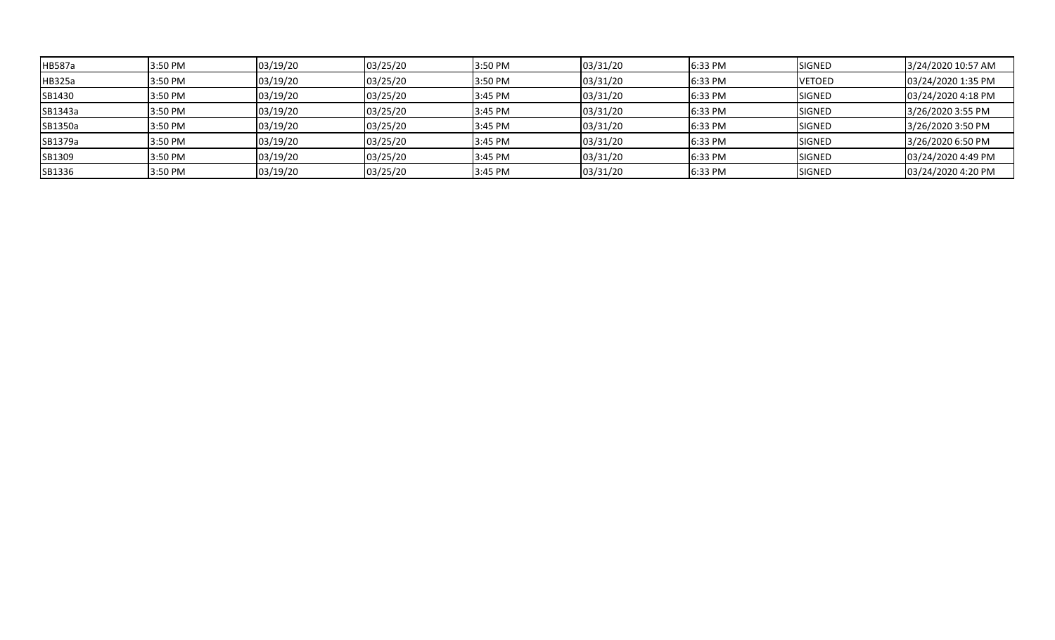| | | | | | | | | |
|---|---|---|---|---|---|---|---|---|
| HB587a | 3:50 PM | 03/19/20 | 03/25/20 | 3:50 PM | 03/31/20 | 6:33 PM | SIGNED | 3/24/2020 10:57 AM |
| HB325a | 3:50 PM | 03/19/20 | 03/25/20 | 3:50 PM | 03/31/20 | 6:33 PM | VETOED | 03/24/2020 1:35 PM |
| SB1430 | 3:50 PM | 03/19/20 | 03/25/20 | 3:45 PM | 03/31/20 | 6:33 PM | SIGNED | 03/24/2020 4:18 PM |
| SB1343a | 3:50 PM | 03/19/20 | 03/25/20 | 3:45 PM | 03/31/20 | 6:33 PM | SIGNED | 3/26/2020 3:55 PM |
| SB1350a | 3:50 PM | 03/19/20 | 03/25/20 | 3:45 PM | 03/31/20 | 6:33 PM | SIGNED | 3/26/2020 3:50 PM |
| SB1379a | 3:50 PM | 03/19/20 | 03/25/20 | 3:45 PM | 03/31/20 | 6:33 PM | SIGNED | 3/26/2020 6:50 PM |
| SB1309 | 3:50 PM | 03/19/20 | 03/25/20 | 3:45 PM | 03/31/20 | 6:33 PM | SIGNED | 03/24/2020 4:49 PM |
| SB1336 | 3:50 PM | 03/19/20 | 03/25/20 | 3:45 PM | 03/31/20 | 6:33 PM | SIGNED | 03/24/2020 4:20 PM |